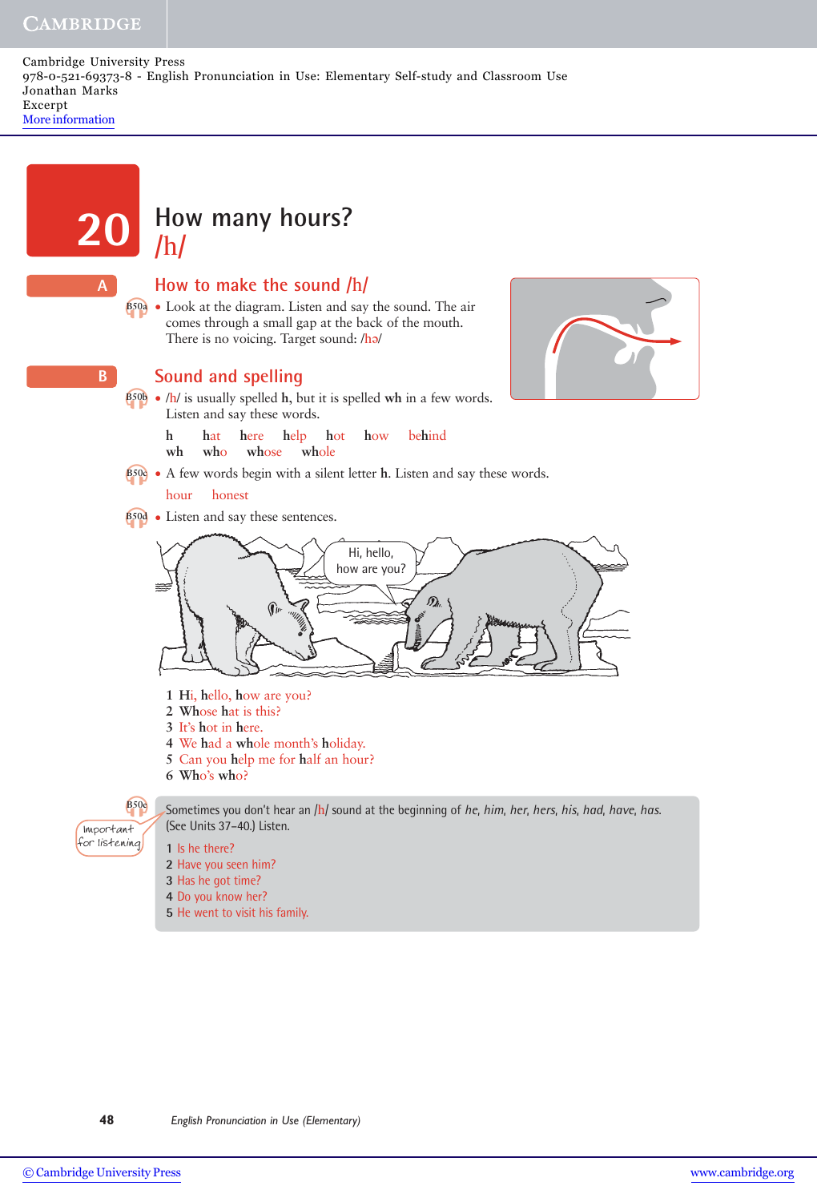Cambridge University Press
978-0-521-69373-8 - English Pronunciation in Use: Elementary Self-study and Classroom Use
Jonathan Marks
Excerpt
More information

# 20 How many hours? /h/

## A How to make the sound /h/

B50a • Look at the diagram. Listen and say the sound. The air comes through a small gap at the back of the mouth. There is no voicing. Target sound: /hə/

## B Sound and spelling

B50b • /h/ is usually spelled **h**, but it is spelled **wh** in a few words. Listen and say these words.

**h** **h**at **h**ere **h**elp **h**ot **h**ow be**h**ind
**wh** **wh**o **wh**ose **wh**ole

B50c • A few words begin with a silent letter **h**. Listen and say these words.

hour honest

B50d • Listen and say these sentences.

Hi, hello, how are you?

1 **H**i, **h**ello, **h**ow are you?
2 **Wh**ose **h**at is this?
3 It's **h**ot in **h**ere.
4 We **h**ad a **wh**ole month's **h**oliday.
5 Can you **h**elp me for **h**alf an hour?
6 **Wh**o's **wh**o?

B50e Important for listening

Sometimes you don't hear an /h/ sound at the beginning of *he, him, her, hers, his, had, have, has.* (See Units 37–40.) Listen.

1 Is he there?
2 Have you seen him?
3 Has he got time?
4 Do you know her?
5 He went to visit his family.

*English Pronunciation in Use (Elementary)*

© Cambridge University Press www.cambridge.org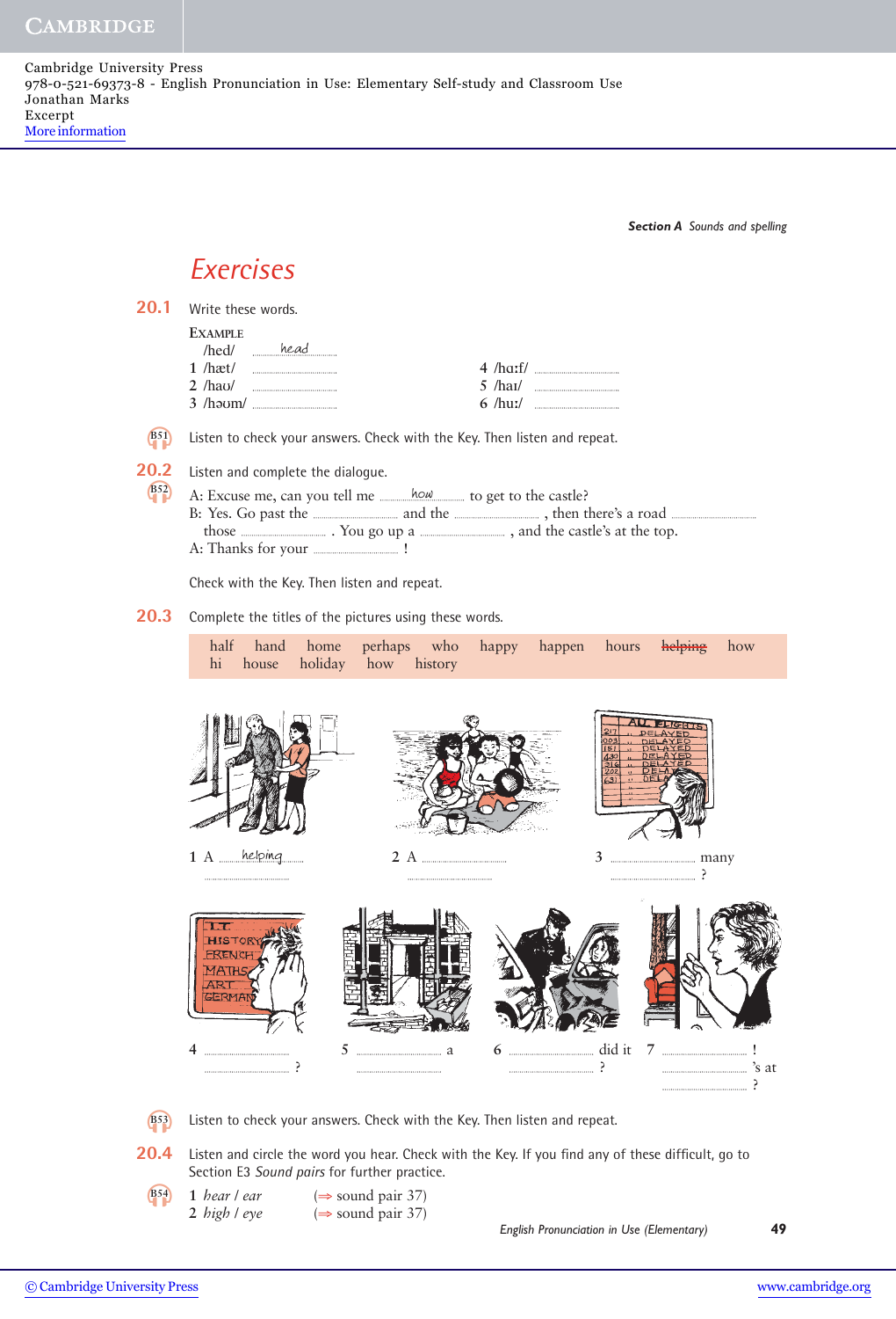Cambridge University Press
978-0-521-69373-8 - English Pronunciation in Use: Elementary Self-study and Classroom Use
Jonathan Marks
Excerpt
More information

*Section A Sounds and spelling*

# Exercises

**20.1** Write these words.

EXAMPLE
/hed/ ........head........
1 /hæt/ ....................
2 /haʊ/ ....................
3 /həʊm/ ....................
4 /hɑːf/ ....................
5 /haɪ/ ....................
6 /huː/ ....................

B51 Listen to check your answers. Check with the Key. Then listen and repeat.

**20.2** Listen and complete the dialogue.

B52
A: Excuse me, can you tell me ........how........ to get to the castle?
B: Yes. Go past the .................... and the .................... , then there's a road .................... those .................... . You go up a .................... , and the castle's at the top.
A: Thanks for your .................... !

Check with the Key. Then listen and repeat.

**20.3** Complete the titles of the pictures using these words.

half hand home perhaps who happy happen hours ~~helping~~ how hi house holiday how history

1 A ........helping........ ....................
2 A .................... ....................
3 .................... many .................... ?
4 .................... .................... ?
5 .................... a ....................
6 .................... did it .................... ?
7 .................... ! .................... 's at .................... ?

B53 Listen to check your answers. Check with the Key. Then listen and repeat.

**20.4** Listen and circle the word you hear. Check with the Key. If you find any of these difficult, go to Section E3 *Sound pairs* for further practice.

B54
1 *hear / ear* (⇒ sound pair 37)
2 *high / eye* (⇒ sound pair 37)

*English Pronunciation in Use (Elementary)*

© Cambridge University Press www.cambridge.org